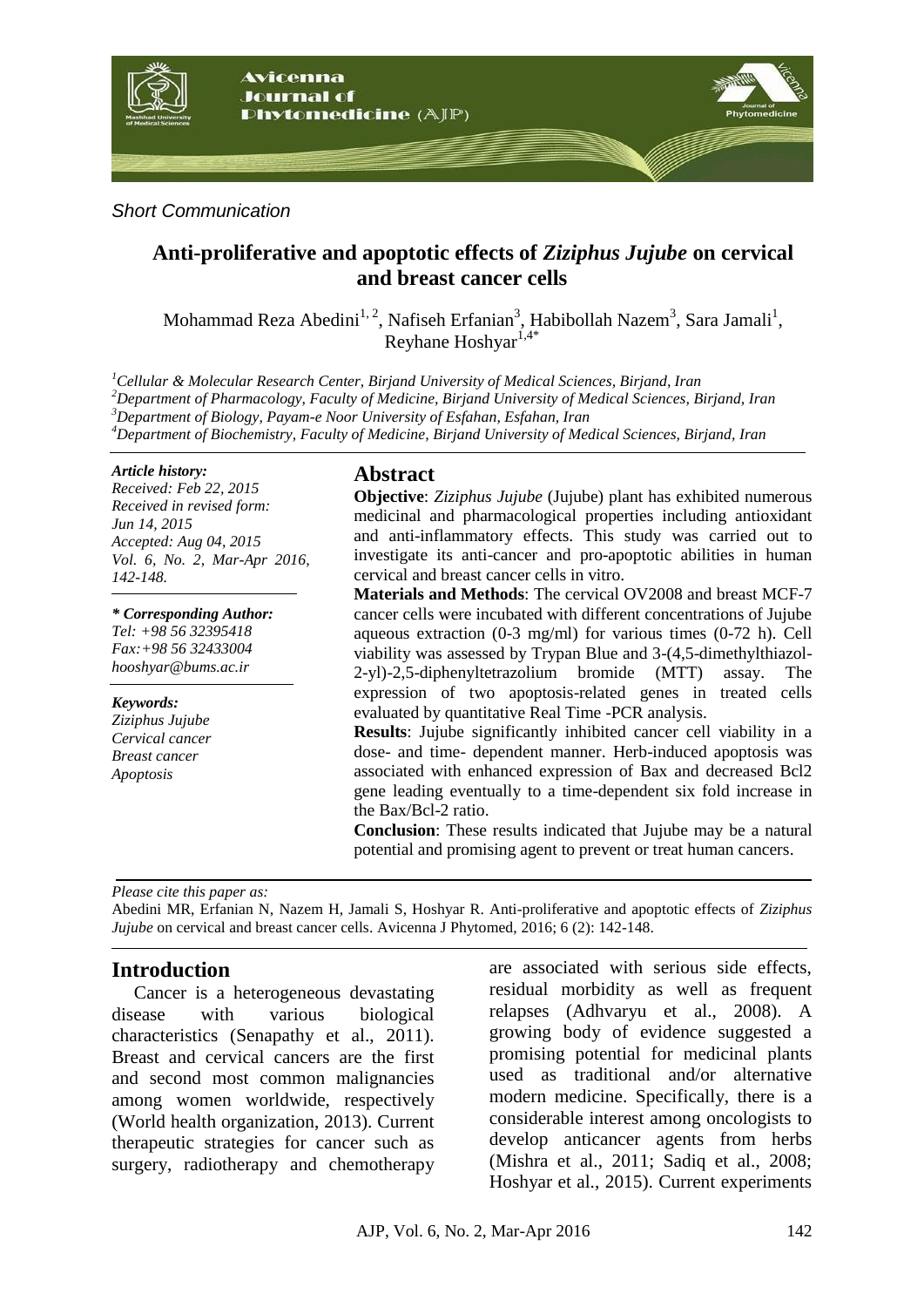*Short Communication*

# Anti-proliferative and apoptotic effects of *Ziziphus Jujube* on cervical and breast cancer cells

Mohammad Reza Abedini[1, 2], Nafiseh Erfanian[3], Habibollah Nazem[3], Sara Jamali[1], Reyhane Hoshyar[1,4*]

[1]Cellular & Molecular Research Center, Birjand University of Medical Sciences, Birjand, Iran
[2]Department of Pharmacology, Faculty of Medicine, Birjand University of Medical Sciences, Birjand, Iran
[3]Department of Biology, Payam-e Noor University of Esfahan, Esfahan, Iran
[4]Department of Biochemistry, Faculty of Medicine, Birjand University of Medical Sciences, Birjand, Iran

***Article history:***
*Received: Feb 22, 2015*
*Received in revised form: Jun 14, 2015*
*Accepted: Aug 04, 2015*
*Vol. 6, No. 2, Mar-Apr 2016, 142-148.*

***\* Corresponding Author:***
*Tel: +98 56 32395418*
*Fax:+98 56 32433004*
*hooshyar@bums.ac.ir*

***Keywords:***
*Ziziphus Jujube*
*Cervical cancer*
*Breast cancer*
*Apoptosis*

## Abstract

**Objective**: *Ziziphus Jujube* (Jujube) plant has exhibited numerous medicinal and pharmacological properties including antioxidant and anti-inflammatory effects. This study was carried out to investigate its anti-cancer and pro-apoptotic abilities in human cervical and breast cancer cells in vitro.

**Materials and Methods**: The cervical OV2008 and breast MCF-7 cancer cells were incubated with different concentrations of Jujube aqueous extraction (0-3 mg/ml) for various times (0-72 h). Cell viability was assessed by Trypan Blue and 3-(4,5-dimethylthiazol-2-yl)-2,5-diphenyltetrazolium bromide (MTT) assay. The expression of two apoptosis-related genes in treated cells evaluated by quantitative Real Time -PCR analysis.

**Results**: Jujube significantly inhibited cancer cell viability in a dose- and time- dependent manner. Herb-induced apoptosis was associated with enhanced expression of Bax and decreased Bcl2 gene leading eventually to a time-dependent six fold increase in the Bax/Bcl-2 ratio.

**Conclusion**: These results indicated that Jujube may be a natural potential and promising agent to prevent or treat human cancers.

*Please cite this paper as:*
Abedini MR, Erfanian N, Nazem H, Jamali S, Hoshyar R. Anti-proliferative and apoptotic effects of *Ziziphus Jujube* on cervical and breast cancer cells. Avicenna J Phytomed, 2016; 6 (2): 142-148.

## Introduction

Cancer is a heterogeneous devastating disease with various biological characteristics (Senapathy et al., 2011). Breast and cervical cancers are the first and second most common malignancies among women worldwide, respectively (World health organization, 2013). Current therapeutic strategies for cancer such as surgery, radiotherapy and chemotherapy are associated with serious side effects, residual morbidity as well as frequent relapses (Adhvaryu et al., 2008). A growing body of evidence suggested a promising potential for medicinal plants used as traditional and/or alternative modern medicine. Specifically, there is a considerable interest among oncologists to develop anticancer agents from herbs (Mishra et al., 2011; Sadiq et al., 2008; Hoshyar et al., 2015). Current experiments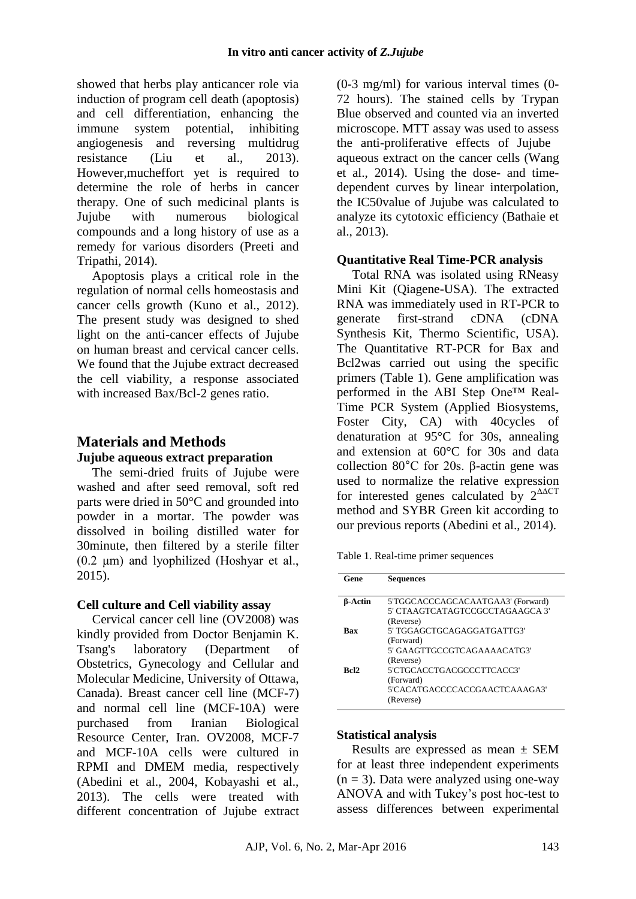showed that herbs play anticancer role via induction of program cell death (apoptosis) and cell differentiation, enhancing the immune system potential, inhibiting angiogenesis and reversing multidrug resistance (Liu et al., 2013). However,mucheffort yet is required to determine the role of herbs in cancer therapy. One of such medicinal plants is Jujube with numerous biological compounds and a long history of use as a remedy for various disorders (Preeti and Tripathi, 2014).

Apoptosis plays a critical role in the regulation of normal cells homeostasis and cancer cells growth (Kuno et al., 2012). The present study was designed to shed light on the anti-cancer effects of Jujube on human breast and cervical cancer cells. We found that the Jujube extract decreased the cell viability, a response associated with increased Bax/Bcl-2 genes ratio.

## Materials and Methods

### Jujube aqueous extract preparation

The semi-dried fruits of Jujube were washed and after seed removal, soft red parts were dried in 50°C and grounded into powder in a mortar. The powder was dissolved in boiling distilled water for 30minute, then filtered by a sterile filter (0.2 μm) and lyophilized (Hoshyar et al., 2015).

### Cell culture and Cell viability assay

Cervical cancer cell line (OV2008) was kindly provided from Doctor Benjamin K. Tsang's laboratory (Department of Obstetrics, Gynecology and Cellular and Molecular Medicine, University of Ottawa, Canada). Breast cancer cell line (MCF-7) and normal cell line (MCF-10A) were purchased from Iranian Biological Resource Center, Iran. OV2008, MCF-7 and MCF-10A cells were cultured in RPMI and DMEM media, respectively (Abedini et al., 2004, Kobayashi et al., 2013). The cells were treated with different concentration of Jujube extract (0-3 mg/ml) for various interval times (0-72 hours). The stained cells by Trypan Blue observed and counted via an inverted microscope. MTT assay was used to assess the anti-proliferative effects of Jujube aqueous extract on the cancer cells (Wang et al., 2014). Using the dose- and time-dependent curves by linear interpolation, the IC50value of Jujube was calculated to analyze its cytotoxic efficiency (Bathaie et al., 2013).

### Quantitative Real Time-PCR analysis

Total RNA was isolated using RNeasy Mini Kit (Qiagene-USA). The extracted RNA was immediately used in RT-PCR to generate first-strand cDNA (cDNA Synthesis Kit, Thermo Scientific, USA). The Quantitative RT-PCR for Bax and Bcl2was carried out using the specific primers (Table 1). Gene amplification was performed in the ABI Step One™ Real-Time PCR System (Applied Biosystems, Foster City, CA) with 40cycles of denaturation at 95°C for 30s, annealing and extension at 60°C for 30s and data collection 80°C for 20s. β-actin gene was used to normalize the relative expression for interested genes calculated by $2^{\Delta\Delta CT}$ method and SYBR Green kit according to our previous reports (Abedini et al., 2014).

Table 1. Real-time primer sequences

| Gene | Sequences |
|---|---|
| β-Actin | 5'TGGCACCCAGCACAATGAA3' (Forward)<br>5' CTAAGTCATAGTCCGCCTAGAAGCA 3' (Reverse) |
| Bax | 5' TGGAGCTGCAGAGGATGATTG3' (Forward)<br>5' GAAGTTGCCGTCAGAAAACATG3' (Reverse) |
| Bcl2 | 5'CTGCACCTGACGCCCTTCACC3' (Forward)<br>5'CACATGACCCCACCGAACTCAAAGA3' (Reverse) |

### Statistical analysis

Results are expressed as mean ± SEM for at least three independent experiments ($n = 3$). Data were analyzed using one-way ANOVA and with Tukey's post hoc-test to assess differences between experimental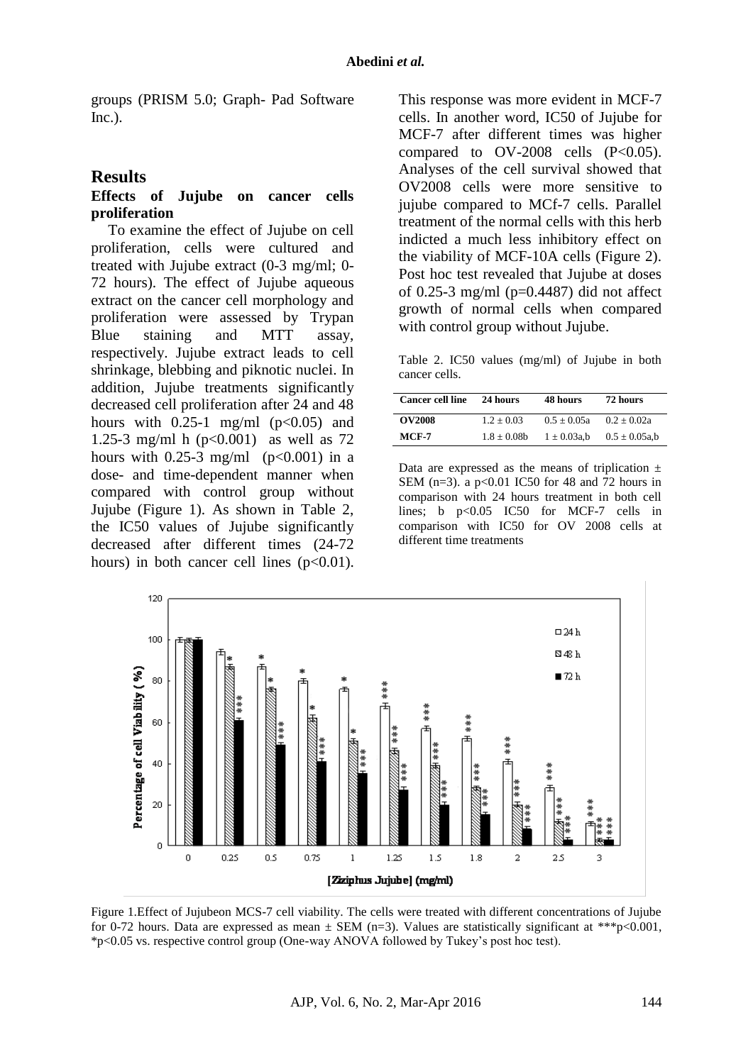groups (PRISM 5.0; Graph- Pad Software Inc.).

## Results

### Effects of Jujube on cancer cells proliferation

To examine the effect of Jujube on cell proliferation, cells were cultured and treated with Jujube extract (0-3 mg/ml; 0-72 hours). The effect of Jujube aqueous extract on the cancer cell morphology and proliferation were assessed by Trypan Blue staining and MTT assay, respectively. Jujube extract leads to cell shrinkage, blebbing and piknotic nuclei. In addition, Jujube treatments significantly decreased cell proliferation after 24 and 48 hours with 0.25-1 mg/ml ($p<0.05$) and 1.25-3 mg/ml h ($p<0.001$) as well as 72 hours with 0.25-3 mg/ml ($p<0.001$) in a dose- and time-dependent manner when compared with control group without Jujube (Figure 1). As shown in Table 2, the IC50 values of Jujube significantly decreased after different times (24-72 hours) in both cancer cell lines ($p<0.01$). This response was more evident in MCF-7 cells. In another word, IC50 of Jujube for MCF-7 after different times was higher compared to OV-2008 cells ($P<0.05$). Analyses of the cell survival showed that OV2008 cells were more sensitive to jujube compared to MCf-7 cells. Parallel treatment of the normal cells with this herb indicted a much less inhibitory effect on the viability of MCF-10A cells (Figure 2). Post hoc test revealed that Jujube at doses of 0.25-3 mg/ml ($p=0.4487$) did not affect growth of normal cells when compared with control group without Jujube.

Table 2. IC50 values (mg/ml) of Jujube in both cancer cells.

| Cancer cell line | 24 hours | 48 hours | 72 hours |
|---|---|---|---|
| **OV2008** | 1.2 ± 0.03 | 0.5 ± 0.05a | 0.2 ± 0.02a |
| **MCF-7** | 1.8 ± 0.08b | 1 ± 0.03a,b | 0.5 ± 0.05a,b |

Data are expressed as the means of triplication ± SEM (n=3). a $p<0.01$ IC50 for 48 and 72 hours in comparison with 24 hours treatment in both cell lines; b $p<0.05$ IC50 for MCF-7 cells in comparison with IC50 for OV 2008 cells at different time treatments

Figure 1.Effect of Jujubeon MCS-7 cell viability. The cells were treated with different concentrations of Jujube for 0-72 hours. Data are expressed as mean ± SEM (n=3). Values are statistically significant at ***$p<0.001$, *$p<0.05$ vs. respective control group (One-way ANOVA followed by Tukey's post hoc test).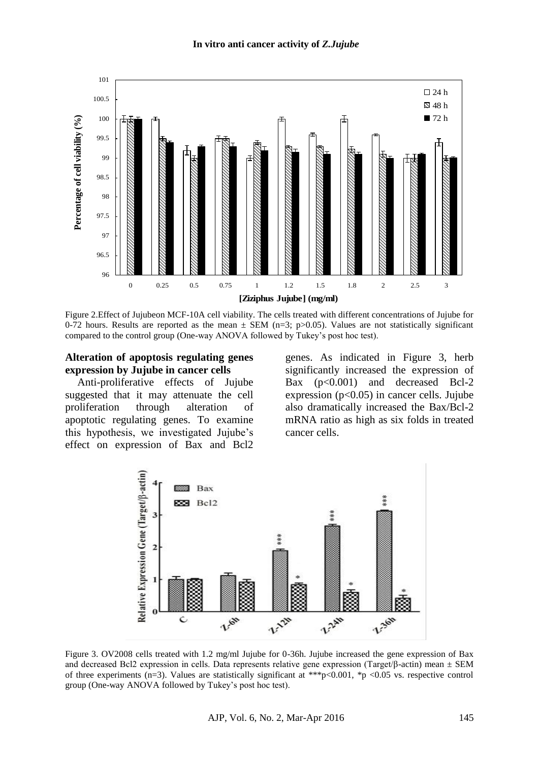Figure 2.Effect of Jujubeon MCF-10A cell viability. The cells treated with different concentrations of Jujube for 0-72 hours. Results are reported as the mean ± SEM (n=3; p>0.05). Values are not statistically significant compared to the control group (One-way ANOVA followed by Tukey's post hoc test).

**Alteration of apoptosis regulating genes expression by Jujube in cancer cells**

Anti-proliferative effects of Jujube suggested that it may attenuate the cell proliferation through alteration of apoptotic regulating genes. To examine this hypothesis, we investigated Jujube's effect on expression of Bax and Bcl2 genes. As indicated in Figure 3, herb significantly increased the expression of Bax ($p<0.001$) and decreased Bcl-2 expression ($p<0.05$) in cancer cells. Jujube also dramatically increased the Bax/Bcl-2 mRNA ratio as high as six folds in treated cancer cells.

Figure 3. OV2008 cells treated with 1.2 mg/ml Jujube for 0-36h. Jujube increased the gene expression of Bax and decreased Bcl2 expression in cells. Data represents relative gene expression (Target/β-actin) mean ± SEM of three experiments (n=3). Values are statistically significant at ***$p<0.001$, *$p<0.05$ vs. respective control group (One-way ANOVA followed by Tukey's post hoc test).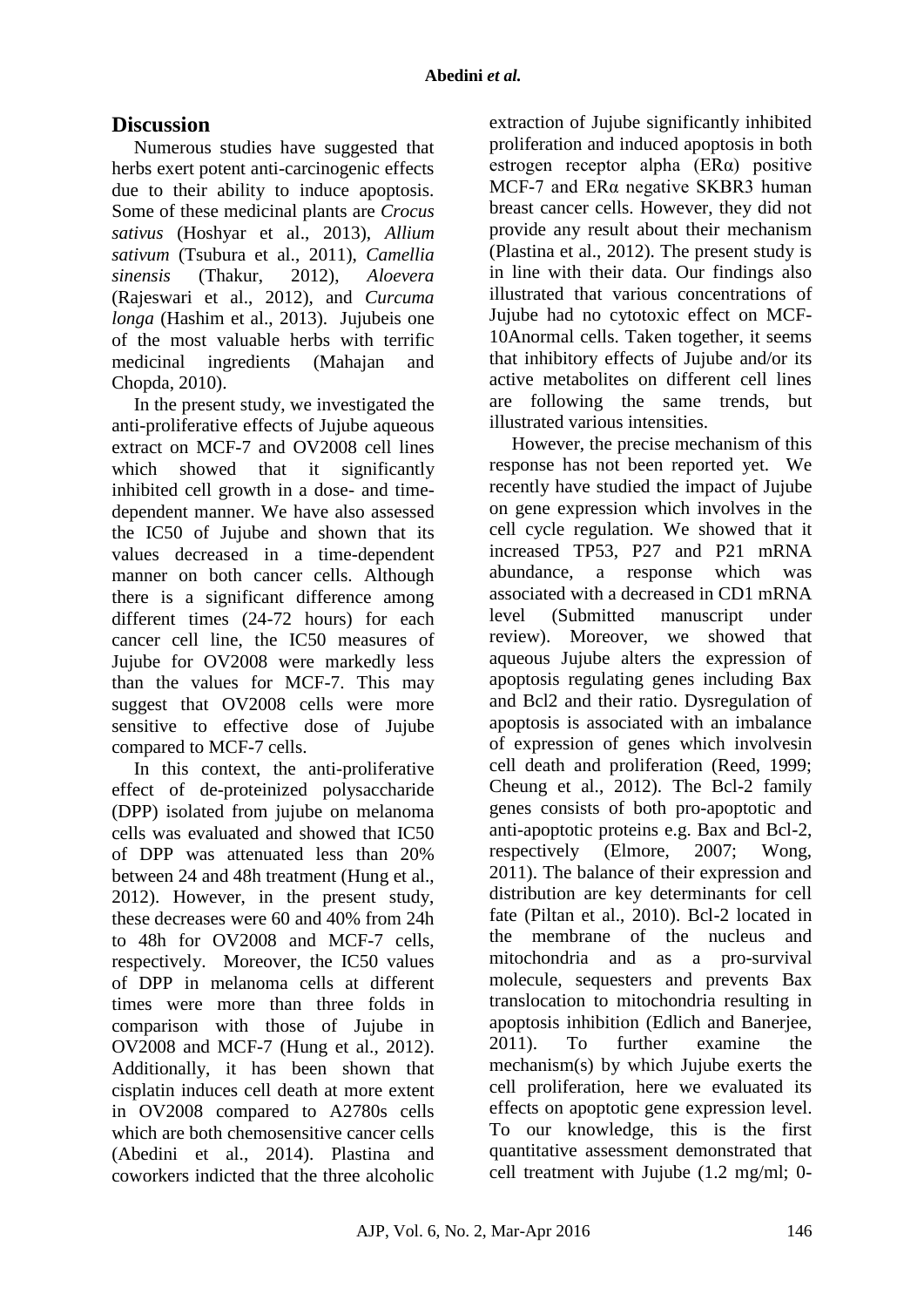## Discussion

Numerous studies have suggested that herbs exert potent anti-carcinogenic effects due to their ability to induce apoptosis. Some of these medicinal plants are *Crocus sativus* (Hoshyar et al., 2013), *Allium sativum* (Tsubura et al., 2011), *Camellia sinensis* (Thakur, 2012), *Aloevera* (Rajeswari et al., 2012), and *Curcuma longa* (Hashim et al., 2013). Jujubeis one of the most valuable herbs with terrific medicinal ingredients (Mahajan and Chopda, 2010).

In the present study, we investigated the anti-proliferative effects of Jujube aqueous extract on MCF-7 and OV2008 cell lines which showed that it significantly inhibited cell growth in a dose- and time-dependent manner. We have also assessed the IC50 of Jujube and shown that its values decreased in a time-dependent manner on both cancer cells. Although there is a significant difference among different times (24-72 hours) for each cancer cell line, the IC50 measures of Jujube for OV2008 were markedly less than the values for MCF-7. This may suggest that OV2008 cells were more sensitive to effective dose of Jujube compared to MCF-7 cells.

In this context, the anti-proliferative effect of de-proteinized polysaccharide (DPP) isolated from jujube on melanoma cells was evaluated and showed that IC50 of DPP was attenuated less than 20% between 24 and 48h treatment (Hung et al., 2012). However, in the present study, these decreases were 60 and 40% from 24h to 48h for OV2008 and MCF-7 cells, respectively. Moreover, the IC50 values of DPP in melanoma cells at different times were more than three folds in comparison with those of Jujube in OV2008 and MCF-7 (Hung et al., 2012). Additionally, it has been shown that cisplatin induces cell death at more extent in OV2008 compared to A2780s cells which are both chemosensitive cancer cells (Abedini et al., 2014). Plastina and coworkers indicted that the three alcoholic extraction of Jujube significantly inhibited proliferation and induced apoptosis in both estrogen receptor alpha (ERα) positive MCF-7 and ERα negative SKBR3 human breast cancer cells. However, they did not provide any result about their mechanism (Plastina et al., 2012). The present study is in line with their data. Our findings also illustrated that various concentrations of Jujube had no cytotoxic effect on MCF-10Anormal cells. Taken together, it seems that inhibitory effects of Jujube and/or its active metabolites on different cell lines are following the same trends, but illustrated various intensities.

However, the precise mechanism of this response has not been reported yet. We recently have studied the impact of Jujube on gene expression which involves in the cell cycle regulation. We showed that it increased TP53, P27 and P21 mRNA abundance, a response which was associated with a decreased in CD1 mRNA level (Submitted manuscript under review). Moreover, we showed that aqueous Jujube alters the expression of apoptosis regulating genes including Bax and Bcl2 and their ratio. Dysregulation of apoptosis is associated with an imbalance of expression of genes which involvesin cell death and proliferation (Reed, 1999; Cheung et al., 2012). The Bcl-2 family genes consists of both pro-apoptotic and anti-apoptotic proteins e.g. Bax and Bcl-2, respectively (Elmore, 2007; Wong, 2011). The balance of their expression and distribution are key determinants for cell fate (Piltan et al., 2010). Bcl-2 located in the membrane of the nucleus and mitochondria and as a pro-survival molecule, sequesters and prevents Bax translocation to mitochondria resulting in apoptosis inhibition (Edlich and Banerjee, 2011). To further examine the mechanism(s) by which Jujube exerts the cell proliferation, here we evaluated its effects on apoptotic gene expression level. To our knowledge, this is the first quantitative assessment demonstrated that cell treatment with Jujube (1.2 mg/ml; 0-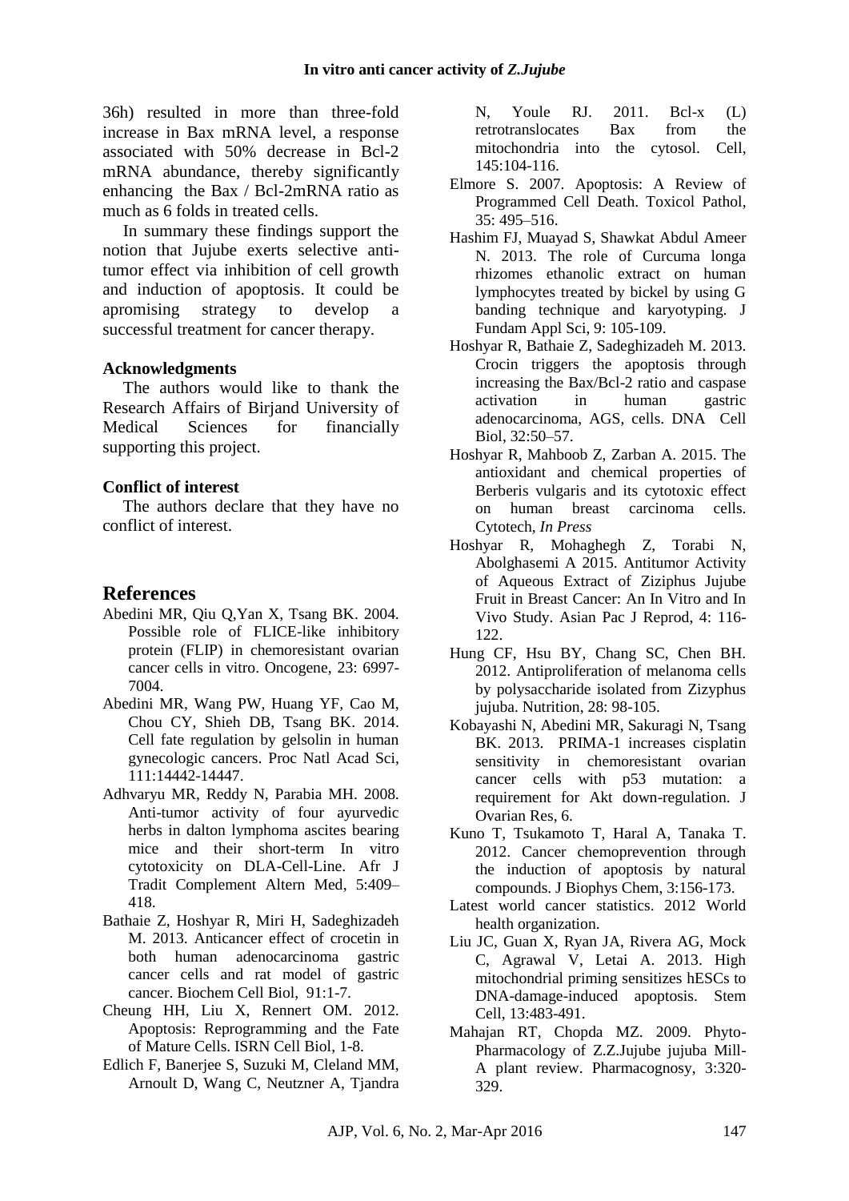36h) resulted in more than three-fold increase in Bax mRNA level, a response associated with 50% decrease in Bcl-2 mRNA abundance, thereby significantly enhancing the Bax / Bcl-2mRNA ratio as much as 6 folds in treated cells.

In summary these findings support the notion that Jujube exerts selective anti-tumor effect via inhibition of cell growth and induction of apoptosis. It could be apromising strategy to develop a successful treatment for cancer therapy.

### Acknowledgments

The authors would like to thank the Research Affairs of Birjand University of Medical Sciences for financially supporting this project.

### Conflict of interest

The authors declare that they have no conflict of interest.

## References

Abedini MR, Qiu Q,Yan X, Tsang BK. 2004. Possible role of FLICE-like inhibitory protein (FLIP) in chemoresistant ovarian cancer cells in vitro. Oncogene, 23: 6997-7004.

Abedini MR, Wang PW, Huang YF, Cao M, Chou CY, Shieh DB, Tsang BK. 2014. Cell fate regulation by gelsolin in human gynecologic cancers. Proc Natl Acad Sci, 111:14442-14447.

Adhvaryu MR, Reddy N, Parabia MH. 2008. Anti-tumor activity of four ayurvedic herbs in dalton lymphoma ascites bearing mice and their short-term In vitro cytotoxicity on DLA-Cell-Line. Afr J Tradit Complement Altern Med, 5:409–418.

Bathaie Z, Hoshyar R, Miri H, Sadeghizadeh M. 2013. Anticancer effect of crocetin in both human adenocarcinoma gastric cancer cells and rat model of gastric cancer. Biochem Cell Biol, 91:1-7.

Cheung HH, Liu X, Rennert OM. 2012. Apoptosis: Reprogramming and the Fate of Mature Cells. ISRN Cell Biol, 1-8.

Edlich F, Banerjee S, Suzuki M, Cleland MM, Arnoult D, Wang C, Neutzner A, Tjandra N, Youle RJ. 2011. Bcl-x (L) retrotranslocates Bax from the mitochondria into the cytosol. Cell, 145:104-116.

Elmore S. 2007. Apoptosis: A Review of Programmed Cell Death. Toxicol Pathol, 35: 495–516.

Hashim FJ, Muayad S, Shawkat Abdul Ameer N. 2013. The role of Curcuma longa rhizomes ethanolic extract on human lymphocytes treated by bickel by using G banding technique and karyotyping. J Fundam Appl Sci, 9: 105-109.

Hoshyar R, Bathaie Z, Sadeghizadeh M. 2013. Crocin triggers the apoptosis through increasing the Bax/Bcl-2 ratio and caspase activation in human gastric adenocarcinoma, AGS, cells. DNA Cell Biol, 32:50–57.

Hoshyar R, Mahboob Z, Zarban A. 2015. The antioxidant and chemical properties of Berberis vulgaris and its cytotoxic effect on human breast carcinoma cells. Cytotech, *In Press*

Hoshyar R, Mohaghegh Z, Torabi N, Abolghasemi A 2015. Antitumor Activity of Aqueous Extract of Ziziphus Jujube Fruit in Breast Cancer: An In Vitro and In Vivo Study. Asian Pac J Reprod, 4: 116-122.

Hung CF, Hsu BY, Chang SC, Chen BH. 2012. Antiproliferation of melanoma cells by polysaccharide isolated from Zizyphus jujuba. Nutrition, 28: 98-105.

Kobayashi N, Abedini MR, Sakuragi N, Tsang BK. 2013. PRIMA-1 increases cisplatin sensitivity in chemoresistant ovarian cancer cells with p53 mutation: a requirement for Akt down-regulation. J Ovarian Res, 6.

Kuno T, Tsukamoto T, Haral A, Tanaka T. 2012. Cancer chemoprevention through the induction of apoptosis by natural compounds. J Biophys Chem, 3:156-173.

Latest world cancer statistics. 2012 World health organization.

Liu JC, Guan X, Ryan JA, Rivera AG, Mock C, Agrawal V, Letai A. 2013. High mitochondrial priming sensitizes hESCs to DNA-damage-induced apoptosis. Stem Cell, 13:483-491.

Mahajan RT, Chopda MZ. 2009. Phyto-Pharmacology of Z.Z.Jujube jujuba Mill- A plant review. Pharmacognosy, 3:320-329.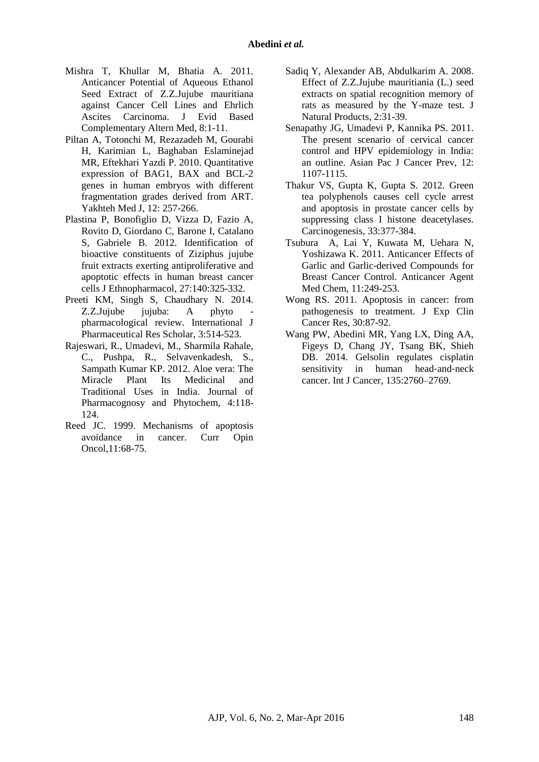Mishra T, Khullar M, Bhatia A. 2011. Anticancer Potential of Aqueous Ethanol Seed Extract of Z.Z.Jujube mauritiana against Cancer Cell Lines and Ehrlich Ascites Carcinoma. J Evid Based Complementary Altern Med, 8:1-11.

Piltan A, Totonchi M, Rezazadeh M, Gourabi H, Karimian L, Baghaban Eslaminejad MR, Eftekhari Yazdi P. 2010. Quantitative expression of BAG1, BAX and BCL-2 genes in human embryos with different fragmentation grades derived from ART. Yakhteh Med J, 12: 257-266.

Plastina P, Bonofiglio D, Vizza D, Fazio A, Rovito D, Giordano C, Barone I, Catalano S, Gabriele B. 2012. Identification of bioactive constituents of Ziziphus jujube fruit extracts exerting antiproliferative and apoptotic effects in human breast cancer cells J Ethnopharmacol, 27:140:325-332.

Preeti KM, Singh S, Chaudhary N. 2014. Z.Z.Jujube jujuba: A phyto - pharmacological review. International J Pharmaceutical Res Scholar, 3:514-523.

Rajeswari, R., Umadevi, M., Sharmila Rahale, C., Pushpa, R., Selvavenkadesh, S., Sampath Kumar KP. 2012. Aloe vera: The Miracle Plant Its Medicinal and Traditional Uses in India. Journal of Pharmacognosy and Phytochem, 4:118-124.

Reed JC. 1999. Mechanisms of apoptosis avoidance in cancer. Curr Opin Oncol,11:68-75.

Sadiq Y, Alexander AB, Abdulkarim A. 2008. Effect of Z.Z.Jujube mauritiania (L.) seed extracts on spatial recognition memory of rats as measured by the Y-maze test. J Natural Products, 2:31-39.

Senapathy JG, Umadevi P, Kannika PS. 2011. The present scenario of cervical cancer control and HPV epidemiology in India: an outline. Asian Pac J Cancer Prev, 12: 1107-1115.

Thakur VS, Gupta K, Gupta S. 2012. Green tea polyphenols causes cell cycle arrest and apoptosis in prostate cancer cells by suppressing class I histone deacetylases. Carcinogenesis, 33:377-384.

Tsubura A, Lai Y, Kuwata M, Uehara N, Yoshizawa K. 2011. Anticancer Effects of Garlic and Garlic-derived Compounds for Breast Cancer Control. Anticancer Agent Med Chem, 11:249-253.

Wong RS. 2011. Apoptosis in cancer: from pathogenesis to treatment. J Exp Clin Cancer Res, 30:87-92.

Wang PW, Abedini MR, Yang LX, Ding AA, Figeys D, Chang JY, Tsang BK, Shieh DB. 2014. Gelsolin regulates cisplatin sensitivity in human head-and-neck cancer. Int J Cancer, 135:2760–2769.